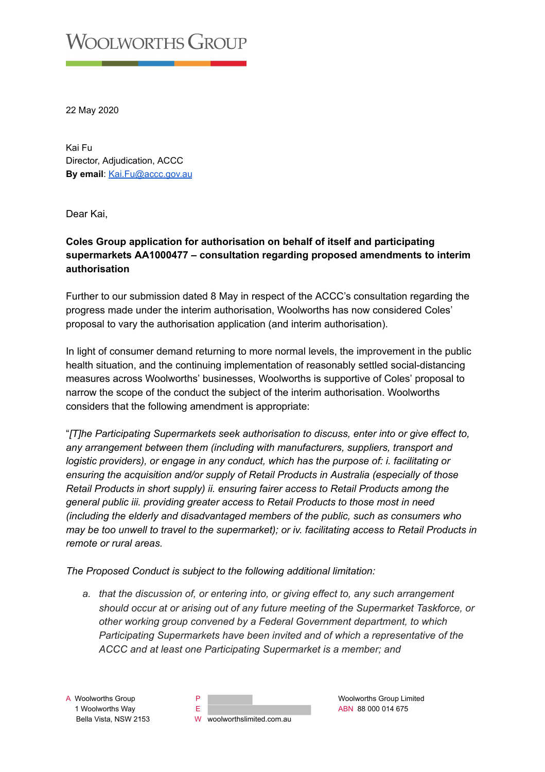# Woolworths Group

22 May 2020

Kai Fu
Director, Adjudication, ACCC
**By email**: Kai.Fu@accc.gov.au

Dear Kai,

**Coles Group application for authorisation on behalf of itself and participating supermarkets AA1000477 – consultation regarding proposed amendments to interim authorisation**

Further to our submission dated 8 May in respect of the ACCC's consultation regarding the progress made under the interim authorisation, Woolworths has now considered Coles' proposal to vary the authorisation application (and interim authorisation).

In light of consumer demand returning to more normal levels, the improvement in the public health situation, and the continuing implementation of reasonably settled social-distancing measures across Woolworths' businesses, Woolworths is supportive of Coles' proposal to narrow the scope of the conduct the subject of the interim authorisation. Woolworths considers that the following amendment is appropriate:

"*[T]he Participating Supermarkets seek authorisation to discuss, enter into or give effect to, any arrangement between them (including with manufacturers, suppliers, transport and logistic providers), or engage in any conduct, which has the purpose of: i. facilitating or ensuring the acquisition and/or supply of Retail Products in Australia (especially of those Retail Products in short supply) ii. ensuring fairer access to Retail Products among the general public iii. providing greater access to Retail Products to those most in need (including the elderly and disadvantaged members of the public, such as consumers who may be too unwell to travel to the supermarket); or iv. facilitating access to Retail Products in remote or rural areas.*

*The Proposed Conduct is subject to the following additional limitation:*

*a. that the discussion of, or entering into, or giving effect to, any such arrangement should occur at or arising out of any future meeting of the Supermarket Taskforce, or other working group convened by a Federal Government department, to which Participating Supermarkets have been invited and of which a representative of the ACCC and at least one Participating Supermarket is a member; and*

A Woolworths Group
1 Woolworths Way
Bella Vista, NSW 2153

P
E
W woolworthslimited.com.au

Woolworths Group Limited
ABN 88 000 014 675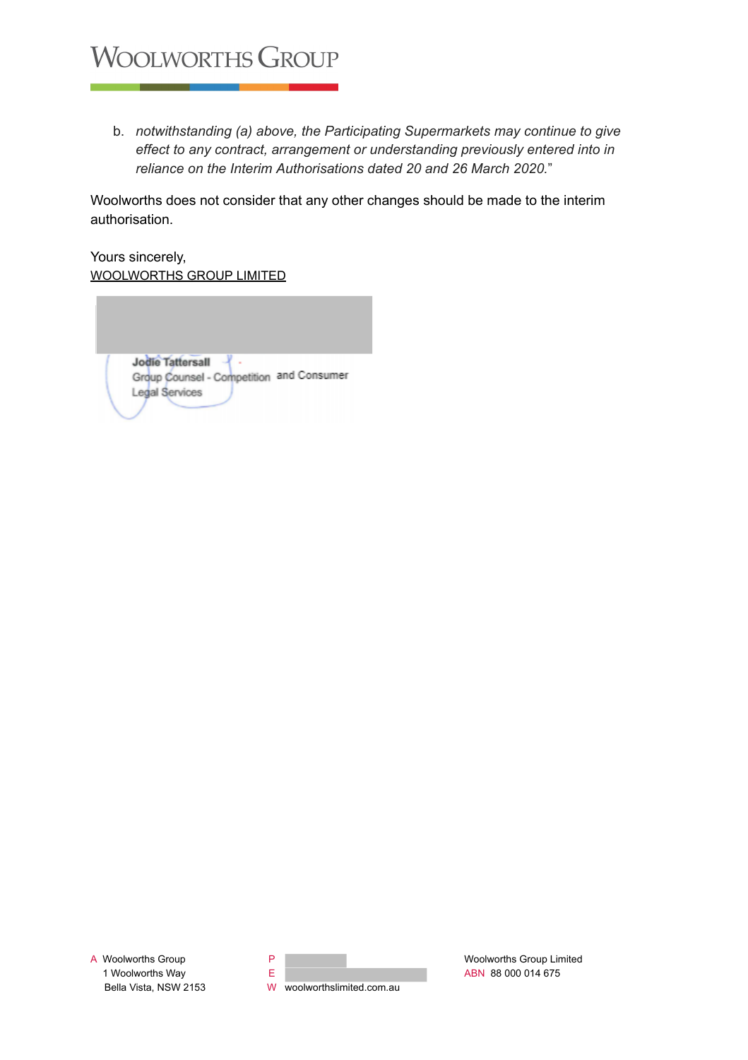b. *notwithstanding (a) above, the Participating Supermarkets may continue to give effect to any contract, arrangement or understanding previously entered into in reliance on the Interim Authorisations dated 20 and 26 March 2020.*"

Woolworths does not consider that any other changes should be made to the interim authorisation.

Yours sincerely,
WOOLWORTHS GROUP LIMITED

**Jodie Tattersall**
Group Counsel - Competition and Consumer Legal Services

A Woolworths Group
1 Woolworths Way
Bella Vista, NSW 2153

P
E
W woolworthslimited.com.au

Woolworths Group Limited
ABN 88 000 014 675